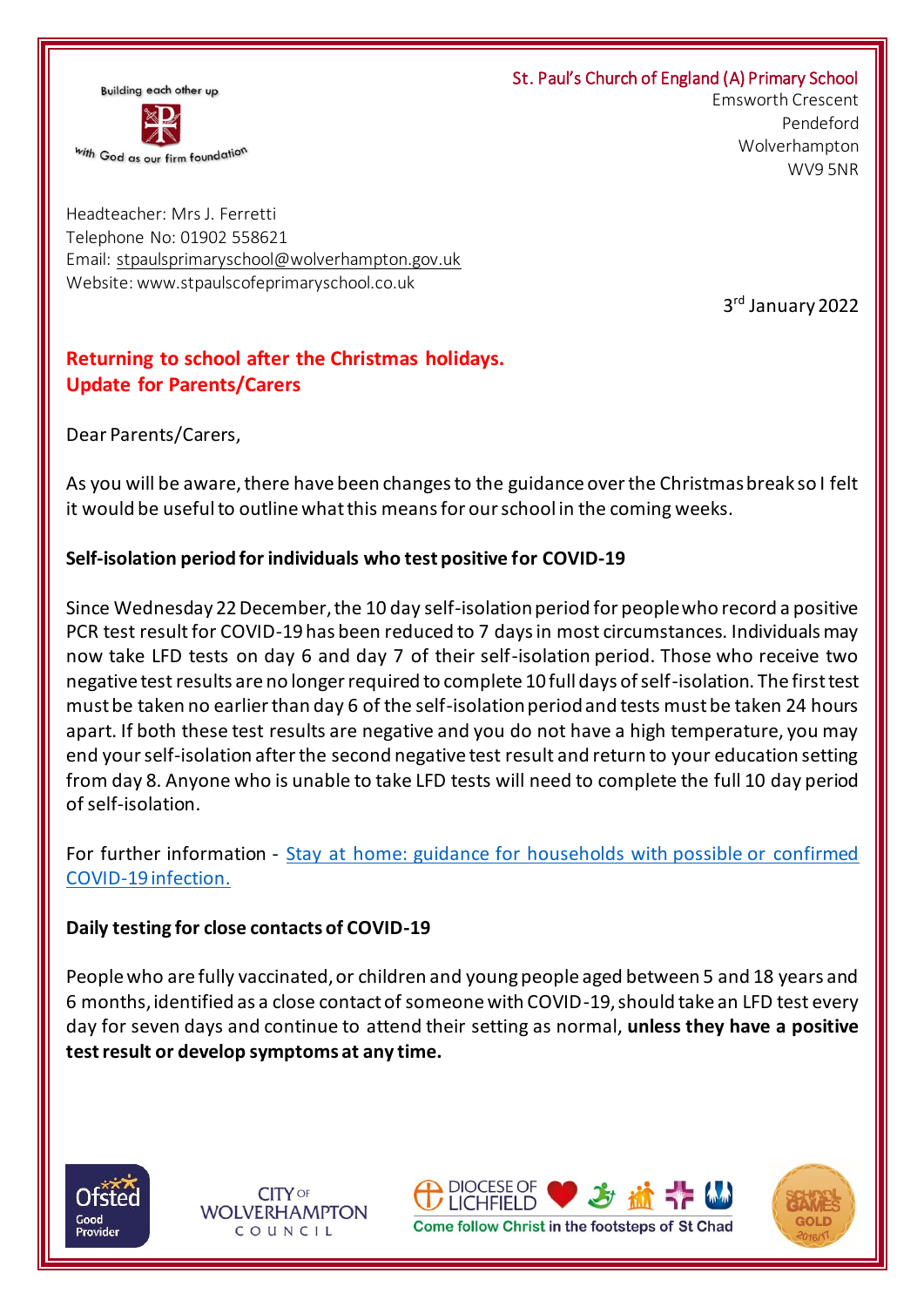Building each other up

With God as our firm foundation

St. Paul's Church of England (A) Primary School
Emsworth Crescent
Pendeford
Wolverhampton
WV9 5NR

Headteacher: Mrs J. Ferretti
Telephone No: 01902 558621
Email: stpaulsprimaryschool@wolverhampton.gov.uk
Website: www.stpaulscofeprimaryschool.co.uk

3rd January 2022

## Returning to school after the Christmas holidays.
## Update for Parents/Carers

Dear Parents/Carers,

As you will be aware, there have been changes to the guidance over the Christmas break so I felt it would be useful to outline what this means for our school in the coming weeks.

**Self-isolation period for individuals who test positive for COVID-19**

Since Wednesday 22 December, the 10 day self-isolation period for people who record a positive PCR test result for COVID-19 has been reduced to 7 days in most circumstances. Individuals may now take LFD tests on day 6 and day 7 of their self-isolation period. Those who receive two negative test results are no longer required to complete 10 full days of self-isolation. The first test must be taken no earlier than day 6 of the self-isolation period and tests must be taken 24 hours apart. If both these test results are negative and you do not have a high temperature, you may end your self-isolation after the second negative test result and return to your education setting from day 8. Anyone who is unable to take LFD tests will need to complete the full 10 day period of self-isolation.

For further information - Stay at home: guidance for households with possible or confirmed COVID-19 infection.

**Daily testing for close contacts of COVID-19**

People who are fully vaccinated, or children and young people aged between 5 and 18 years and 6 months, identified as a close contact of someone with COVID-19, should take an LFD test every day for seven days and continue to attend their setting as normal, **unless they have a positive test result or develop symptoms at any time.**

Ofsted Good Provider

CITY OF WOLVERHAMPTON COUNCIL

DIOCESE OF LICHFIELD
Come follow Christ in the footsteps of St Chad

SCHOOL GAMES GOLD 2016/17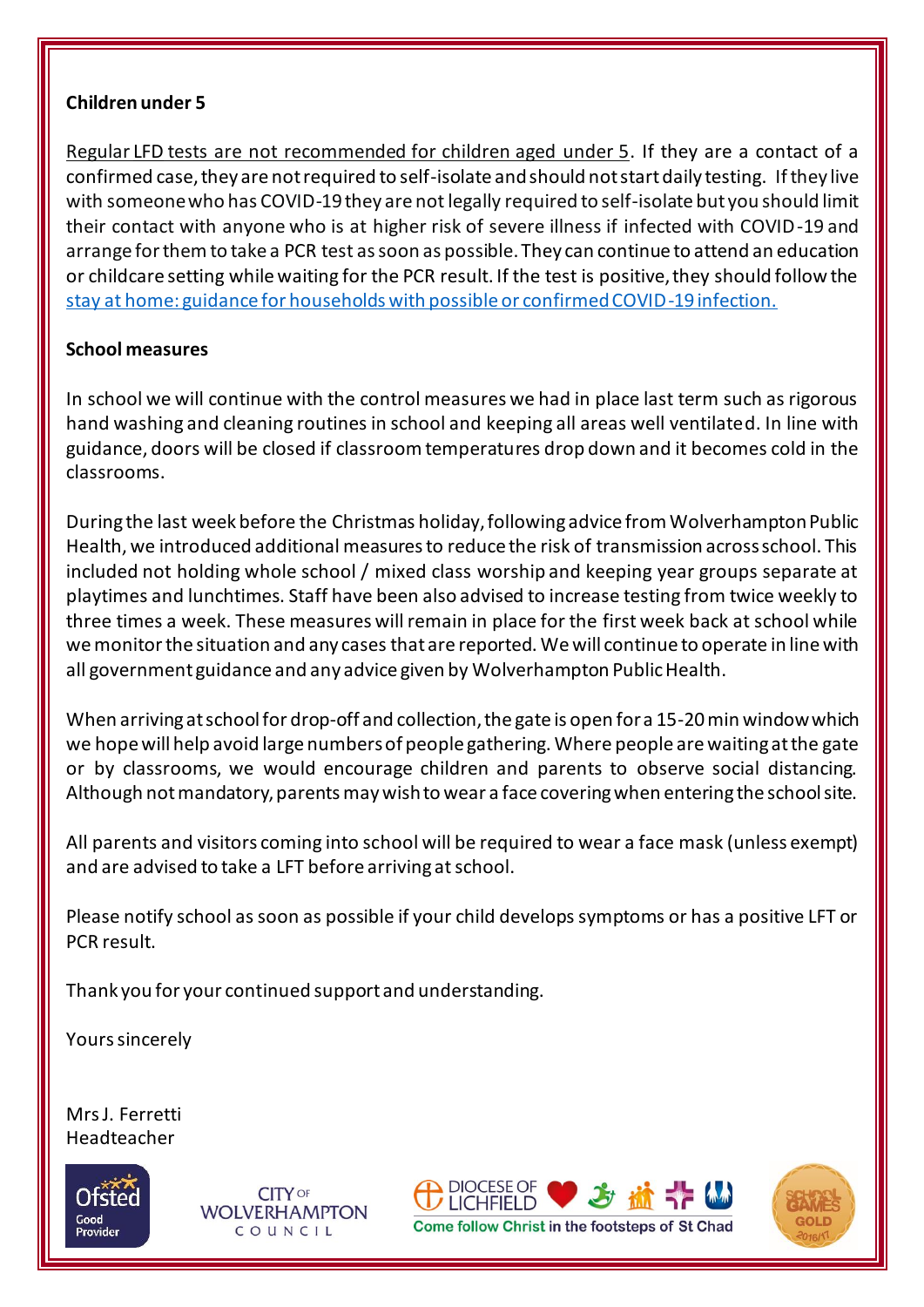**Children under 5**

Regular LFD tests are not recommended for children aged under 5. If they are a contact of a confirmed case, they are not required to self-isolate and should not start daily testing. If they live with someone who has COVID-19 they are not legally required to self-isolate but you should limit their contact with anyone who is at higher risk of severe illness if infected with COVID-19 and arrange for them to take a PCR test as soon as possible. They can continue to attend an education or childcare setting while waiting for the PCR result. If the test is positive, they should follow the stay at home: guidance for households with possible or confirmed COVID-19 infection.

**School measures**

In school we will continue with the control measures we had in place last term such as rigorous hand washing and cleaning routines in school and keeping all areas well ventilated. In line with guidance, doors will be closed if classroom temperatures drop down and it becomes cold in the classrooms.

During the last week before the Christmas holiday, following advice from Wolverhampton Public Health, we introduced additional measures to reduce the risk of transmission across school. This included not holding whole school / mixed class worship and keeping year groups separate at playtimes and lunchtimes. Staff have been also advised to increase testing from twice weekly to three times a week. These measures will remain in place for the first week back at school while we monitor the situation and any cases that are reported. We will continue to operate in line with all government guidance and any advice given by Wolverhampton Public Health.

When arriving at school for drop-off and collection, the gate is open for a 15-20 min window which we hope will help avoid large numbers of people gathering. Where people are waiting at the gate or by classrooms, we would encourage children and parents to observe social distancing. Although not mandatory, parents may wish to wear a face covering when entering the school site.

All parents and visitors coming into school will be required to wear a face mask (unless exempt) and are advised to take a LFT before arriving at school.

Please notify school as soon as possible if your child develops symptoms or has a positive LFT or PCR result.

Thank you for your continued support and understanding.

Yours sincerely

Mrs J. Ferretti
Headteacher

Ofsted Good Provider

CITY OF WOLVERHAMPTON COUNCIL

DIOCESE OF LICHFIELD
Come follow Christ in the footsteps of St Chad

SCHOOL GAMES GOLD 2016/17